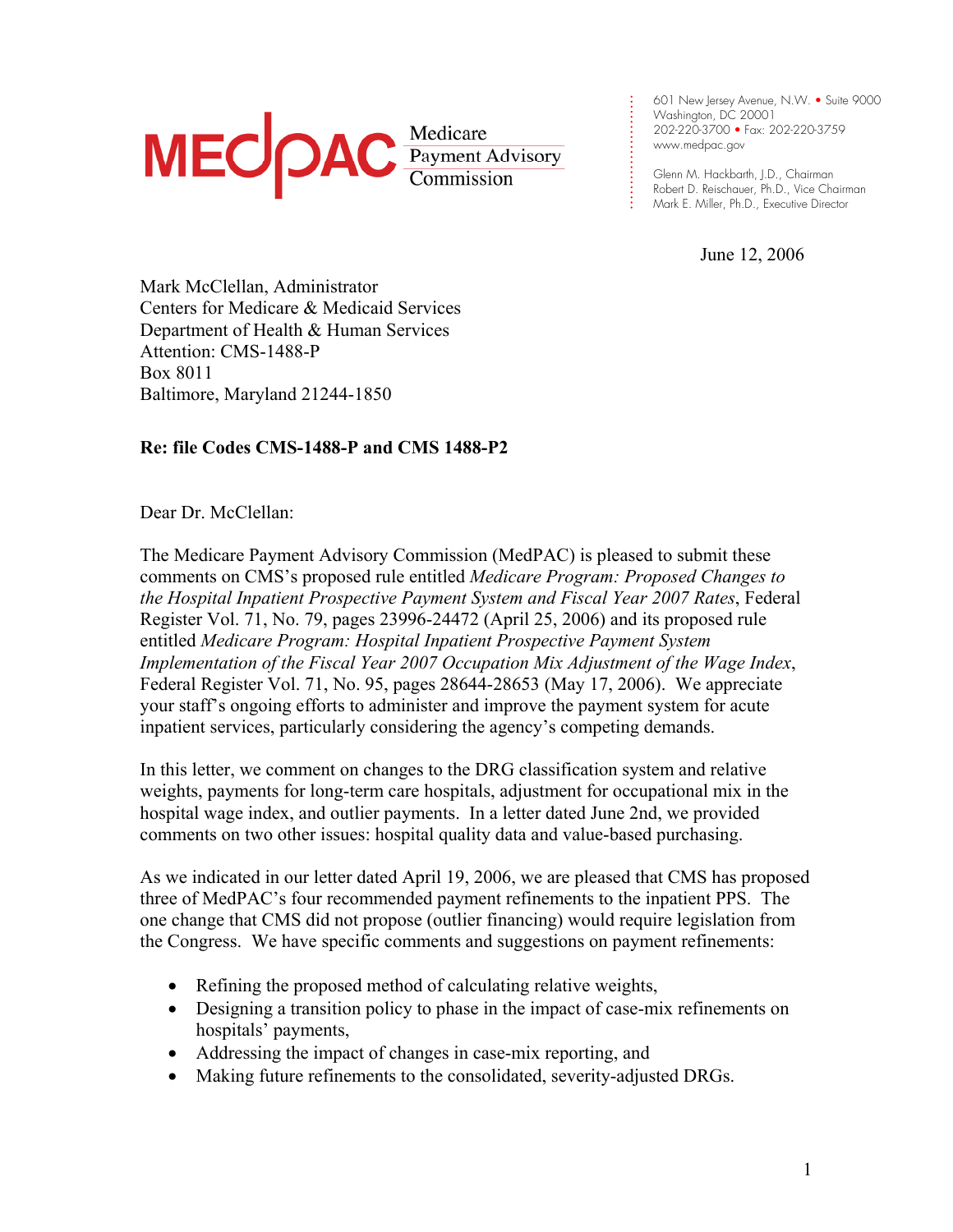MEDPAC Medicare Payment Advisory Commission

601 New Jersey Avenue, N.W. • Suite 9000
Washington, DC 20001
202-220-3700 • Fax: 202-220-3759
www.medpac.gov

Glenn M. Hackbarth, J.D., Chairman
Robert D. Reischauer, Ph.D., Vice Chairman
Mark E. Miller, Ph.D., Executive Director

June 12, 2006

Mark McClellan, Administrator
Centers for Medicare & Medicaid Services
Department of Health & Human Services
Attention: CMS-1488-P
Box 8011
Baltimore, Maryland 21244-1850

**Re: file Codes CMS-1488-P and CMS 1488-P2**

Dear Dr. McClellan:

The Medicare Payment Advisory Commission (MedPAC) is pleased to submit these comments on CMS's proposed rule entitled *Medicare Program: Proposed Changes to the Hospital Inpatient Prospective Payment System and Fiscal Year 2007 Rates*, Federal Register Vol. 71, No. 79, pages 23996-24472 (April 25, 2006) and its proposed rule entitled *Medicare Program: Hospital Inpatient Prospective Payment System Implementation of the Fiscal Year 2007 Occupation Mix Adjustment of the Wage Index*, Federal Register Vol. 71, No. 95, pages 28644-28653 (May 17, 2006). We appreciate your staff's ongoing efforts to administer and improve the payment system for acute inpatient services, particularly considering the agency's competing demands.

In this letter, we comment on changes to the DRG classification system and relative weights, payments for long-term care hospitals, adjustment for occupational mix in the hospital wage index, and outlier payments. In a letter dated June 2nd, we provided comments on two other issues: hospital quality data and value-based purchasing.

As we indicated in our letter dated April 19, 2006, we are pleased that CMS has proposed three of MedPAC's four recommended payment refinements to the inpatient PPS. The one change that CMS did not propose (outlier financing) would require legislation from the Congress. We have specific comments and suggestions on payment refinements:

- Refining the proposed method of calculating relative weights,
- Designing a transition policy to phase in the impact of case-mix refinements on hospitals' payments,
- Addressing the impact of changes in case-mix reporting, and
- Making future refinements to the consolidated, severity-adjusted DRGs.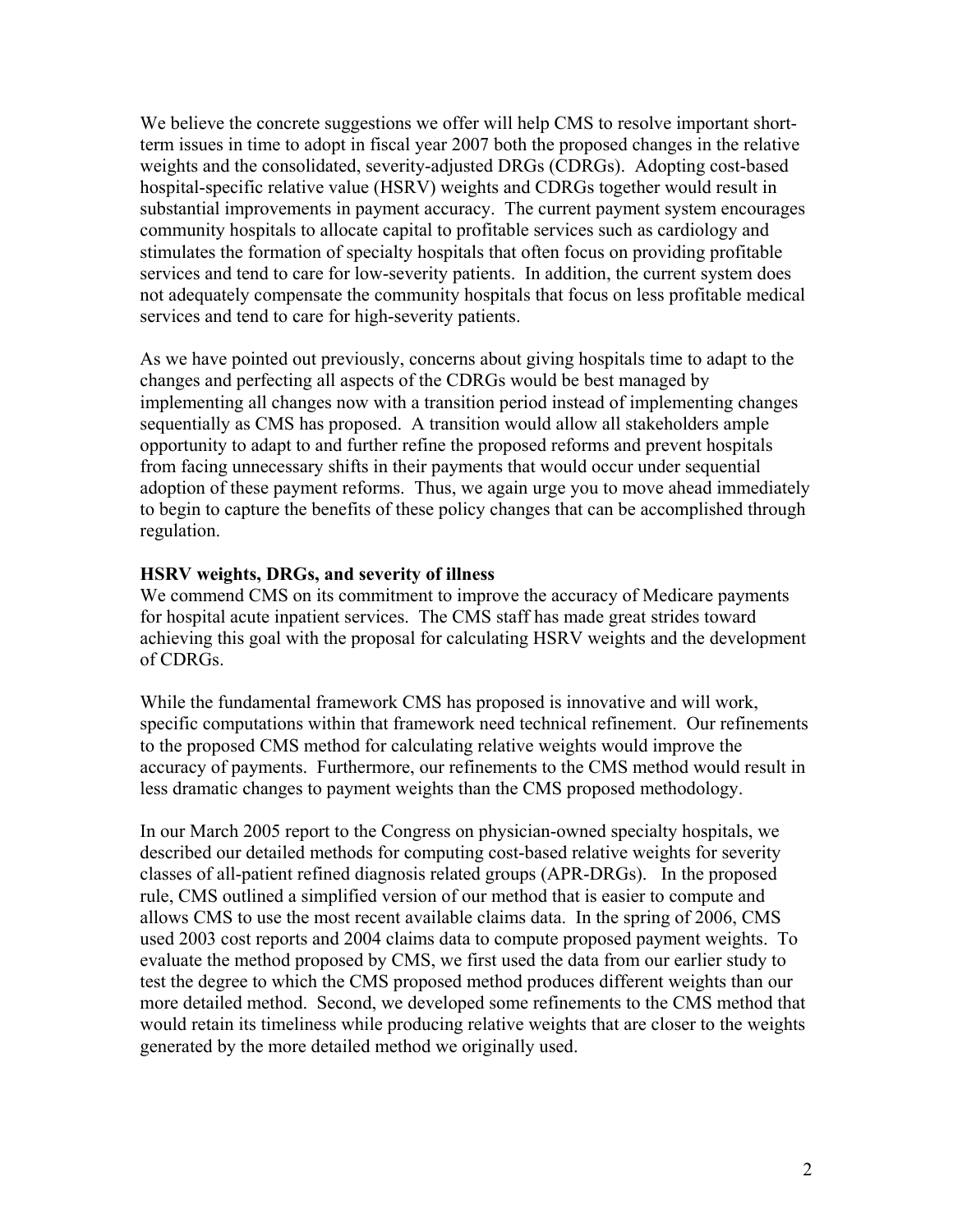We believe the concrete suggestions we offer will help CMS to resolve important short-term issues in time to adopt in fiscal year 2007 both the proposed changes in the relative weights and the consolidated, severity-adjusted DRGs (CDRGs). Adopting cost-based hospital-specific relative value (HSRV) weights and CDRGs together would result in substantial improvements in payment accuracy. The current payment system encourages community hospitals to allocate capital to profitable services such as cardiology and stimulates the formation of specialty hospitals that often focus on providing profitable services and tend to care for low-severity patients. In addition, the current system does not adequately compensate the community hospitals that focus on less profitable medical services and tend to care for high-severity patients.

As we have pointed out previously, concerns about giving hospitals time to adapt to the changes and perfecting all aspects of the CDRGs would be best managed by implementing all changes now with a transition period instead of implementing changes sequentially as CMS has proposed. A transition would allow all stakeholders ample opportunity to adapt to and further refine the proposed reforms and prevent hospitals from facing unnecessary shifts in their payments that would occur under sequential adoption of these payment reforms. Thus, we again urge you to move ahead immediately to begin to capture the benefits of these policy changes that can be accomplished through regulation.

**HSRV weights, DRGs, and severity of illness**

We commend CMS on its commitment to improve the accuracy of Medicare payments for hospital acute inpatient services. The CMS staff has made great strides toward achieving this goal with the proposal for calculating HSRV weights and the development of CDRGs.

While the fundamental framework CMS has proposed is innovative and will work, specific computations within that framework need technical refinement. Our refinements to the proposed CMS method for calculating relative weights would improve the accuracy of payments. Furthermore, our refinements to the CMS method would result in less dramatic changes to payment weights than the CMS proposed methodology.

In our March 2005 report to the Congress on physician-owned specialty hospitals, we described our detailed methods for computing cost-based relative weights for severity classes of all-patient refined diagnosis related groups (APR-DRGs). In the proposed rule, CMS outlined a simplified version of our method that is easier to compute and allows CMS to use the most recent available claims data. In the spring of 2006, CMS used 2003 cost reports and 2004 claims data to compute proposed payment weights. To evaluate the method proposed by CMS, we first used the data from our earlier study to test the degree to which the CMS proposed method produces different weights than our more detailed method. Second, we developed some refinements to the CMS method that would retain its timeliness while producing relative weights that are closer to the weights generated by the more detailed method we originally used.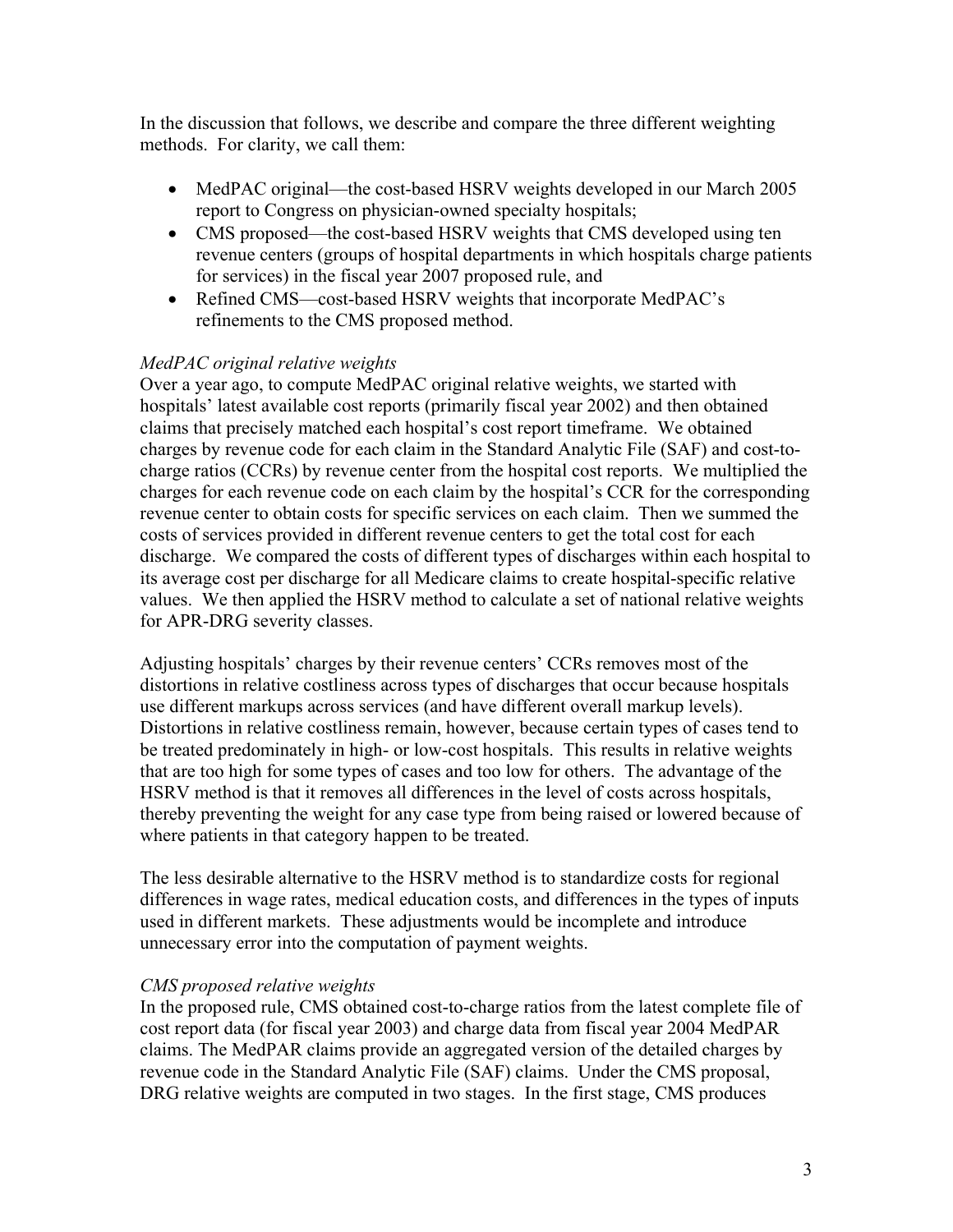In the discussion that follows, we describe and compare the three different weighting methods. For clarity, we call them:

- MedPAC original—the cost-based HSRV weights developed in our March 2005 report to Congress on physician-owned specialty hospitals;
- CMS proposed—the cost-based HSRV weights that CMS developed using ten revenue centers (groups of hospital departments in which hospitals charge patients for services) in the fiscal year 2007 proposed rule, and
- Refined CMS—cost-based HSRV weights that incorporate MedPAC's refinements to the CMS proposed method.

*MedPAC original relative weights*

Over a year ago, to compute MedPAC original relative weights, we started with hospitals' latest available cost reports (primarily fiscal year 2002) and then obtained claims that precisely matched each hospital's cost report timeframe. We obtained charges by revenue code for each claim in the Standard Analytic File (SAF) and cost-to-charge ratios (CCRs) by revenue center from the hospital cost reports. We multiplied the charges for each revenue code on each claim by the hospital's CCR for the corresponding revenue center to obtain costs for specific services on each claim. Then we summed the costs of services provided in different revenue centers to get the total cost for each discharge. We compared the costs of different types of discharges within each hospital to its average cost per discharge for all Medicare claims to create hospital-specific relative values. We then applied the HSRV method to calculate a set of national relative weights for APR-DRG severity classes.

Adjusting hospitals' charges by their revenue centers' CCRs removes most of the distortions in relative costliness across types of discharges that occur because hospitals use different markups across services (and have different overall markup levels). Distortions in relative costliness remain, however, because certain types of cases tend to be treated predominately in high- or low-cost hospitals. This results in relative weights that are too high for some types of cases and too low for others. The advantage of the HSRV method is that it removes all differences in the level of costs across hospitals, thereby preventing the weight for any case type from being raised or lowered because of where patients in that category happen to be treated.

The less desirable alternative to the HSRV method is to standardize costs for regional differences in wage rates, medical education costs, and differences in the types of inputs used in different markets. These adjustments would be incomplete and introduce unnecessary error into the computation of payment weights.

*CMS proposed relative weights*

In the proposed rule, CMS obtained cost-to-charge ratios from the latest complete file of cost report data (for fiscal year 2003) and charge data from fiscal year 2004 MedPAR claims. The MedPAR claims provide an aggregated version of the detailed charges by revenue code in the Standard Analytic File (SAF) claims. Under the CMS proposal, DRG relative weights are computed in two stages. In the first stage, CMS produces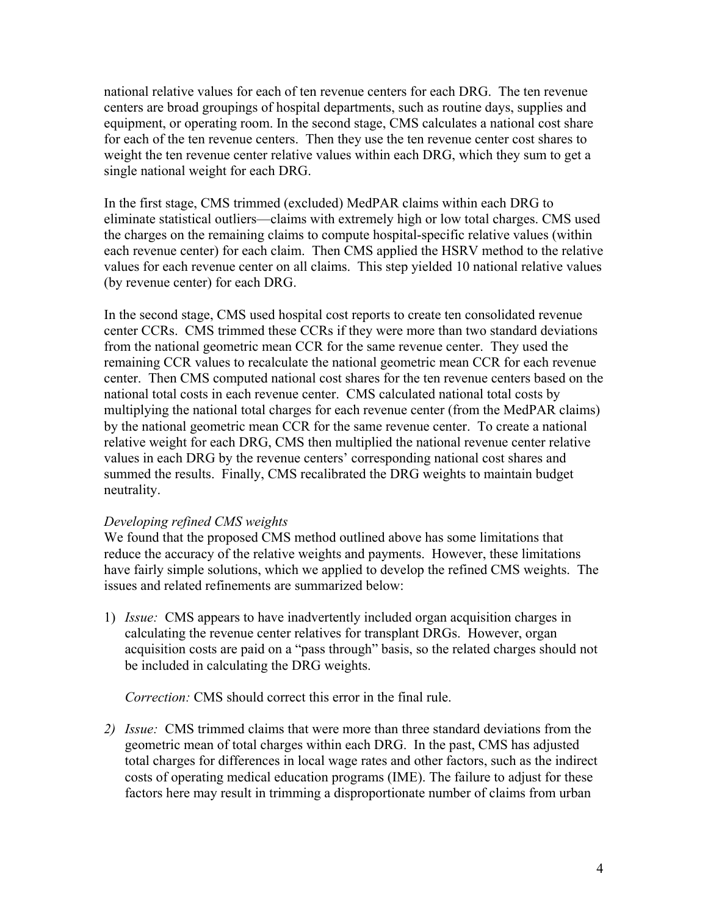national relative values for each of ten revenue centers for each DRG. The ten revenue centers are broad groupings of hospital departments, such as routine days, supplies and equipment, or operating room. In the second stage, CMS calculates a national cost share for each of the ten revenue centers. Then they use the ten revenue center cost shares to weight the ten revenue center relative values within each DRG, which they sum to get a single national weight for each DRG.

In the first stage, CMS trimmed (excluded) MedPAR claims within each DRG to eliminate statistical outliers—claims with extremely high or low total charges. CMS used the charges on the remaining claims to compute hospital-specific relative values (within each revenue center) for each claim. Then CMS applied the HSRV method to the relative values for each revenue center on all claims. This step yielded 10 national relative values (by revenue center) for each DRG.

In the second stage, CMS used hospital cost reports to create ten consolidated revenue center CCRs. CMS trimmed these CCRs if they were more than two standard deviations from the national geometric mean CCR for the same revenue center. They used the remaining CCR values to recalculate the national geometric mean CCR for each revenue center. Then CMS computed national cost shares for the ten revenue centers based on the national total costs in each revenue center. CMS calculated national total costs by multiplying the national total charges for each revenue center (from the MedPAR claims) by the national geometric mean CCR for the same revenue center. To create a national relative weight for each DRG, CMS then multiplied the national revenue center relative values in each DRG by the revenue centers' corresponding national cost shares and summed the results. Finally, CMS recalibrated the DRG weights to maintain budget neutrality.

*Developing refined CMS weights*

We found that the proposed CMS method outlined above has some limitations that reduce the accuracy of the relative weights and payments. However, these limitations have fairly simple solutions, which we applied to develop the refined CMS weights. The issues and related refinements are summarized below:

1) *Issue:* CMS appears to have inadvertently included organ acquisition charges in calculating the revenue center relatives for transplant DRGs. However, organ acquisition costs are paid on a "pass through" basis, so the related charges should not be included in calculating the DRG weights.

   *Correction:* CMS should correct this error in the final rule.

2) *Issue:* CMS trimmed claims that were more than three standard deviations from the geometric mean of total charges within each DRG. In the past, CMS has adjusted total charges for differences in local wage rates and other factors, such as the indirect costs of operating medical education programs (IME). The failure to adjust for these factors here may result in trimming a disproportionate number of claims from urban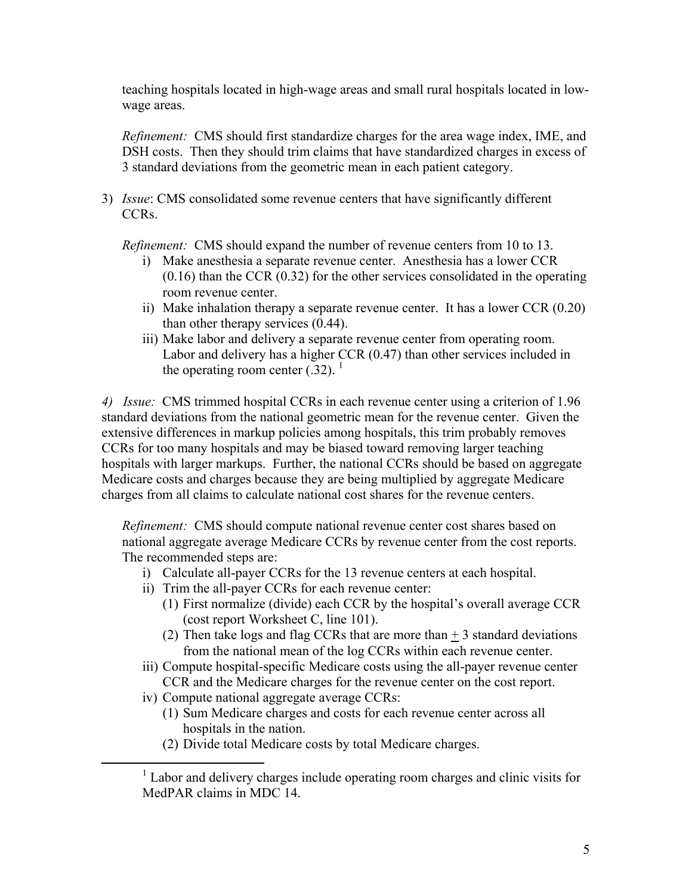teaching hospitals located in high-wage areas and small rural hospitals located in low-wage areas.

*Refinement:* CMS should first standardize charges for the area wage index, IME, and DSH costs. Then they should trim claims that have standardized charges in excess of 3 standard deviations from the geometric mean in each patient category.

3) *Issue*: CMS consolidated some revenue centers that have significantly different CCRs.

   *Refinement:* CMS should expand the number of revenue centers from 10 to 13.
   
   i) Make anesthesia a separate revenue center. Anesthesia has a lower CCR (0.16) than the CCR (0.32) for the other services consolidated in the operating room revenue center.
   ii) Make inhalation therapy a separate revenue center. It has a lower CCR (0.20) than other therapy services (0.44).
   iii) Make labor and delivery a separate revenue center from operating room. Labor and delivery has a higher CCR (0.47) than other services included in the operating room center (.32). [1]

*4) Issue:* CMS trimmed hospital CCRs in each revenue center using a criterion of 1.96 standard deviations from the national geometric mean for the revenue center. Given the extensive differences in markup policies among hospitals, this trim probably removes CCRs for too many hospitals and may be biased toward removing larger teaching hospitals with larger markups. Further, the national CCRs should be based on aggregate Medicare costs and charges because they are being multiplied by aggregate Medicare charges from all claims to calculate national cost shares for the revenue centers.

*Refinement:* CMS should compute national revenue center cost shares based on national aggregate average Medicare CCRs by revenue center from the cost reports. The recommended steps are:

i) Calculate all-payer CCRs for the 13 revenue centers at each hospital.
ii) Trim the all-payer CCRs for each revenue center:
   (1) First normalize (divide) each CCR by the hospital's overall average CCR (cost report Worksheet C, line 101).
   (2) Then take logs and flag CCRs that are more than $\pm$ 3 standard deviations from the national mean of the log CCRs within each revenue center.
iii) Compute hospital-specific Medicare costs using the all-payer revenue center CCR and the Medicare charges for the revenue center on the cost report.
iv) Compute national aggregate average CCRs:
   (1) Sum Medicare charges and costs for each revenue center across all hospitals in the nation.
   (2) Divide total Medicare costs by total Medicare charges.

[1] Labor and delivery charges include operating room charges and clinic visits for MedPAR claims in MDC 14.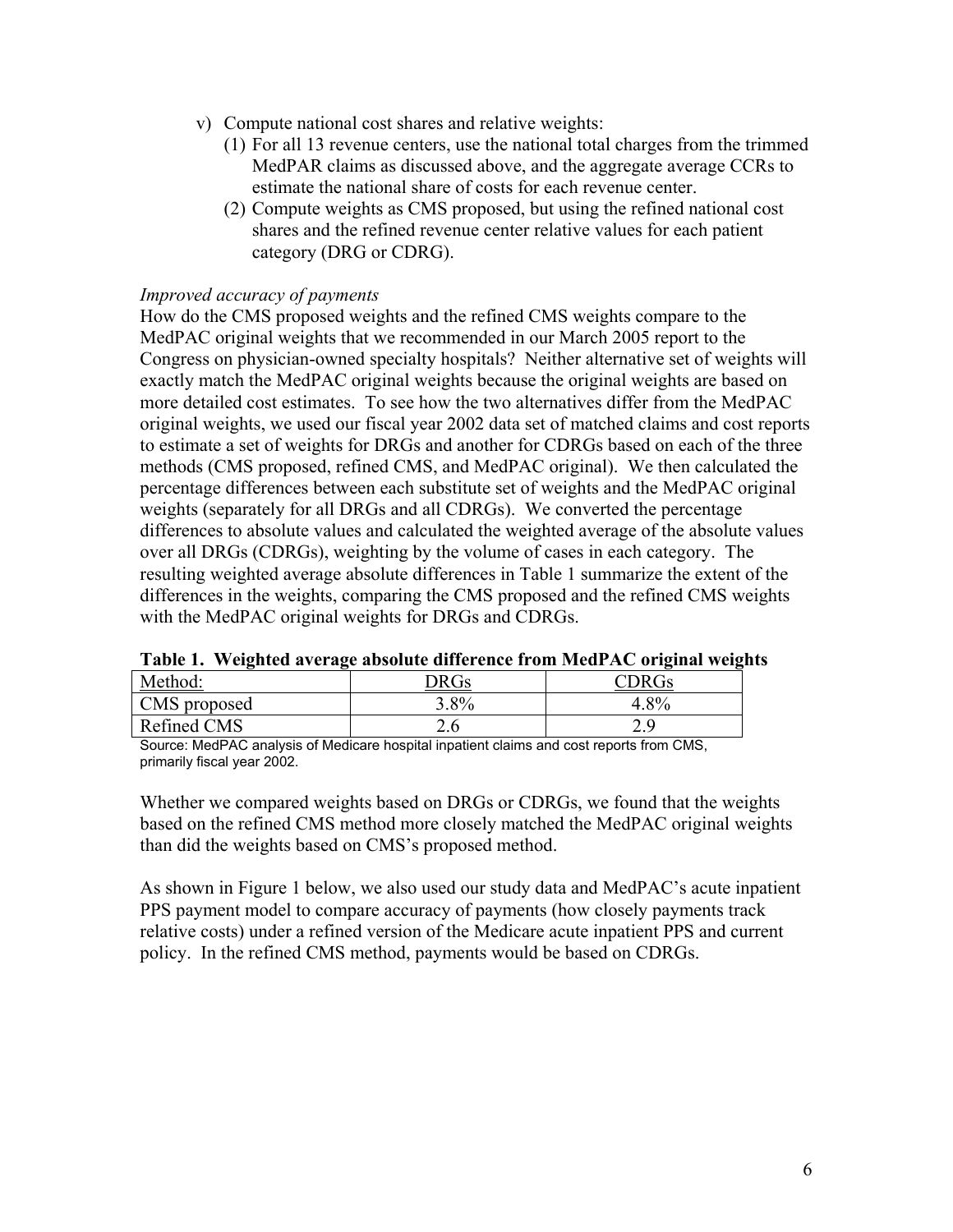v) Compute national cost shares and relative weights:
   (1) For all 13 revenue centers, use the national total charges from the trimmed MedPAR claims as discussed above, and the aggregate average CCRs to estimate the national share of costs for each revenue center.
   (2) Compute weights as CMS proposed, but using the refined national cost shares and the refined revenue center relative values for each patient category (DRG or CDRG).

*Improved accuracy of payments*

How do the CMS proposed weights and the refined CMS weights compare to the MedPAC original weights that we recommended in our March 2005 report to the Congress on physician-owned specialty hospitals? Neither alternative set of weights will exactly match the MedPAC original weights because the original weights are based on more detailed cost estimates. To see how the two alternatives differ from the MedPAC original weights, we used our fiscal year 2002 data set of matched claims and cost reports to estimate a set of weights for DRGs and another for CDRGs based on each of the three methods (CMS proposed, refined CMS, and MedPAC original). We then calculated the percentage differences between each substitute set of weights and the MedPAC original weights (separately for all DRGs and all CDRGs). We converted the percentage differences to absolute values and calculated the weighted average of the absolute values over all DRGs (CDRGs), weighting by the volume of cases in each category. The resulting weighted average absolute differences in Table 1 summarize the extent of the differences in the weights, comparing the CMS proposed and the refined CMS weights with the MedPAC original weights for DRGs and CDRGs.

**Table 1. Weighted average absolute difference from MedPAC original weights**

| Method: | DRGs | CDRGs |
|---|---|---|
| CMS proposed | 3.8% | 4.8% |
| Refined CMS | 2.6 | 2.9 |

Source: MedPAC analysis of Medicare hospital inpatient claims and cost reports from CMS, primarily fiscal year 2002.

Whether we compared weights based on DRGs or CDRGs, we found that the weights based on the refined CMS method more closely matched the MedPAC original weights than did the weights based on CMS's proposed method.

As shown in Figure 1 below, we also used our study data and MedPAC's acute inpatient PPS payment model to compare accuracy of payments (how closely payments track relative costs) under a refined version of the Medicare acute inpatient PPS and current policy. In the refined CMS method, payments would be based on CDRGs.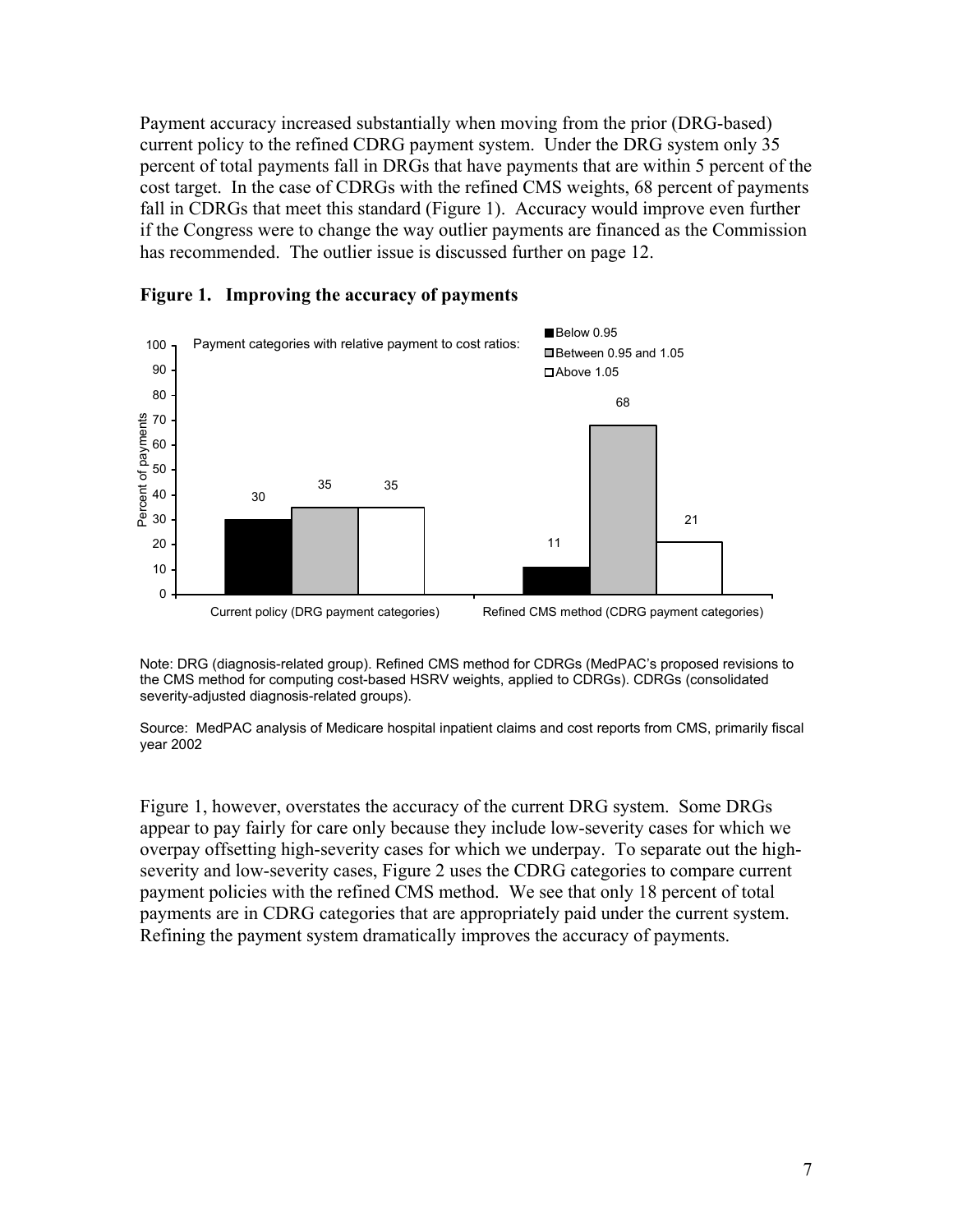Payment accuracy increased substantially when moving from the prior (DRG-based) current policy to the refined CDRG payment system. Under the DRG system only 35 percent of total payments fall in DRGs that have payments that are within 5 percent of the cost target. In the case of CDRGs with the refined CMS weights, 68 percent of payments fall in CDRGs that meet this standard (Figure 1). Accuracy would improve even further if the Congress were to change the way outlier payments are financed as the Commission has recommended. The outlier issue is discussed further on page 12.

**Figure 1. Improving the accuracy of payments**

Payment categories with relative payment to cost ratios (percent of payments):

| | Below 0.95 | Between 0.95 and 1.05 | Above 1.05 |
|---|---|---|---|
| Current policy (DRG payment categories) | 30 | 35 | 35 |
| Refined CMS method (CDRG payment categories) | 11 | 68 | 21 |

Note: DRG (diagnosis-related group). Refined CMS method for CDRGs (MedPAC's proposed revisions to the CMS method for computing cost-based HSRV weights, applied to CDRGs). CDRGs (consolidated severity-adjusted diagnosis-related groups).

Source: MedPAC analysis of Medicare hospital inpatient claims and cost reports from CMS, primarily fiscal year 2002

Figure 1, however, overstates the accuracy of the current DRG system. Some DRGs appear to pay fairly for care only because they include low-severity cases for which we overpay offsetting high-severity cases for which we underpay. To separate out the high-severity and low-severity cases, Figure 2 uses the CDRG categories to compare current payment policies with the refined CMS method. We see that only 18 percent of total payments are in CDRG categories that are appropriately paid under the current system. Refining the payment system dramatically improves the accuracy of payments.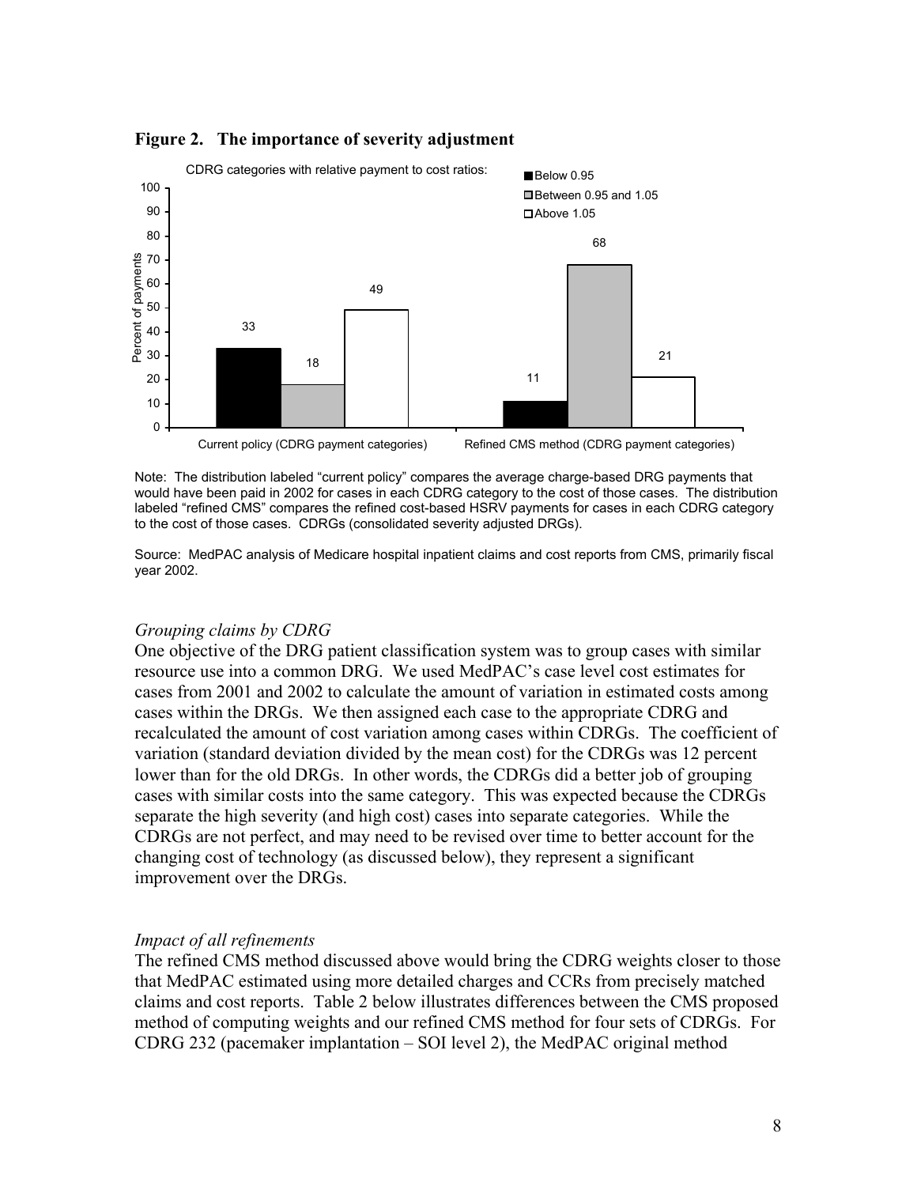**Figure 2. The importance of severity adjustment**

CDRG categories with relative payment to cost ratios:

| | Below 0.95 | Between 0.95 and 1.05 | Above 1.05 |
|---|---|---|---|
| Current policy (CDRG payment categories) | 33 | 18 | 49 |
| Refined CMS method (CDRG payment categories) | 11 | 68 | 21 |

(Values are percent of payments.)

Note: The distribution labeled "current policy" compares the average charge-based DRG payments that would have been paid in 2002 for cases in each CDRG category to the cost of those cases. The distribution labeled "refined CMS" compares the refined cost-based HSRV payments for cases in each CDRG category to the cost of those cases. CDRGs (consolidated severity adjusted DRGs).

Source: MedPAC analysis of Medicare hospital inpatient claims and cost reports from CMS, primarily fiscal year 2002.

*Grouping claims by CDRG*

One objective of the DRG patient classification system was to group cases with similar resource use into a common DRG. We used MedPAC's case level cost estimates for cases from 2001 and 2002 to calculate the amount of variation in estimated costs among cases within the DRGs. We then assigned each case to the appropriate CDRG and recalculated the amount of cost variation among cases within CDRGs. The coefficient of variation (standard deviation divided by the mean cost) for the CDRGs was 12 percent lower than for the old DRGs. In other words, the CDRGs did a better job of grouping cases with similar costs into the same category. This was expected because the CDRGs separate the high severity (and high cost) cases into separate categories. While the CDRGs are not perfect, and may need to be revised over time to better account for the changing cost of technology (as discussed below), they represent a significant improvement over the DRGs.

*Impact of all refinements*

The refined CMS method discussed above would bring the CDRG weights closer to those that MedPAC estimated using more detailed charges and CCRs from precisely matched claims and cost reports. Table 2 below illustrates differences between the CMS proposed method of computing weights and our refined CMS method for four sets of CDRGs. For CDRG 232 (pacemaker implantation – SOI level 2), the MedPAC original method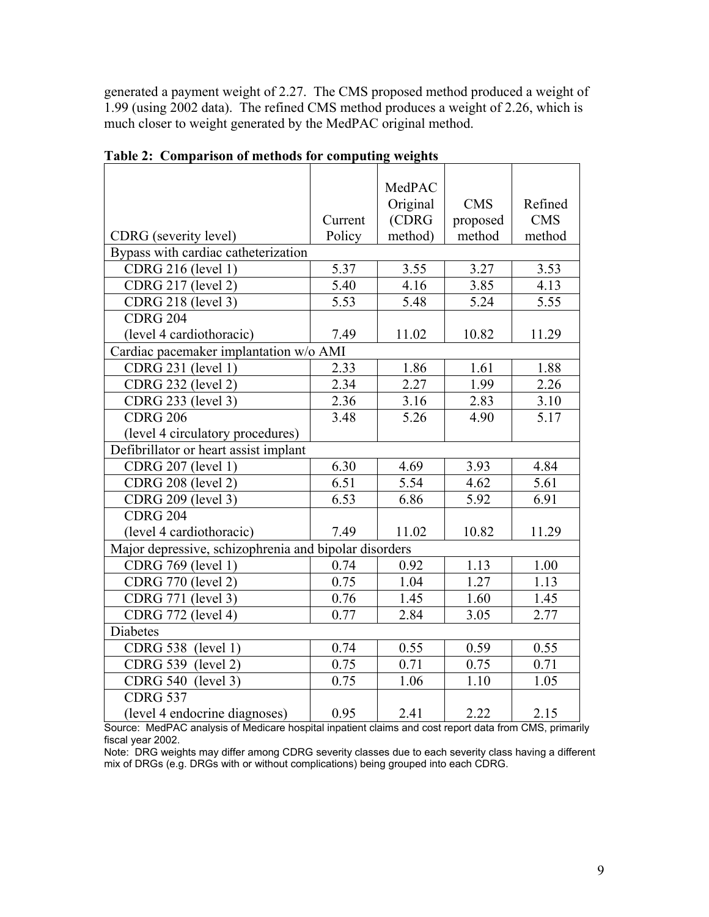generated a payment weight of 2.27. The CMS proposed method produced a weight of 1.99 (using 2002 data). The refined CMS method produces a weight of 2.26, which is much closer to weight generated by the MedPAC original method.

**Table 2: Comparison of methods for computing weights**

| CDRG (severity level) | Current Policy | MedPAC Original (CDRG method) | CMS proposed method | Refined CMS method |
|---|---|---|---|---|
| Bypass with cardiac catheterization | | | | |
| CDRG 216 (level 1) | 5.37 | 3.55 | 3.27 | 3.53 |
| CDRG 217 (level 2) | 5.40 | 4.16 | 3.85 | 4.13 |
| CDRG 218 (level 3) | 5.53 | 5.48 | 5.24 | 5.55 |
| CDRG 204 (level 4 cardiothoracic) | 7.49 | 11.02 | 10.82 | 11.29 |
| Cardiac pacemaker implantation w/o AMI | | | | |
| CDRG 231 (level 1) | 2.33 | 1.86 | 1.61 | 1.88 |
| CDRG 232 (level 2) | 2.34 | 2.27 | 1.99 | 2.26 |
| CDRG 233 (level 3) | 2.36 | 3.16 | 2.83 | 3.10 |
| CDRG 206 (level 4 circulatory procedures) | 3.48 | 5.26 | 4.90 | 5.17 |
| Defibrillator or heart assist implant | | | | |
| CDRG 207 (level 1) | 6.30 | 4.69 | 3.93 | 4.84 |
| CDRG 208 (level 2) | 6.51 | 5.54 | 4.62 | 5.61 |
| CDRG 209 (level 3) | 6.53 | 6.86 | 5.92 | 6.91 |
| CDRG 204 (level 4 cardiothoracic) | 7.49 | 11.02 | 10.82 | 11.29 |
| Major depressive, schizophrenia and bipolar disorders | | | | |
| CDRG 769 (level 1) | 0.74 | 0.92 | 1.13 | 1.00 |
| CDRG 770 (level 2) | 0.75 | 1.04 | 1.27 | 1.13 |
| CDRG 771 (level 3) | 0.76 | 1.45 | 1.60 | 1.45 |
| CDRG 772 (level 4) | 0.77 | 2.84 | 3.05 | 2.77 |
| Diabetes | | | | |
| CDRG 538 (level 1) | 0.74 | 0.55 | 0.59 | 0.55 |
| CDRG 539 (level 2) | 0.75 | 0.71 | 0.75 | 0.71 |
| CDRG 540 (level 3) | 0.75 | 1.06 | 1.10 | 1.05 |
| CDRG 537 (level 4 endocrine diagnoses) | 0.95 | 2.41 | 2.22 | 2.15 |

Source: MedPAC analysis of Medicare hospital inpatient claims and cost report data from CMS, primarily fiscal year 2002.

Note: DRG weights may differ among CDRG severity classes due to each severity class having a different mix of DRGs (e.g. DRGs with or without complications) being grouped into each CDRG.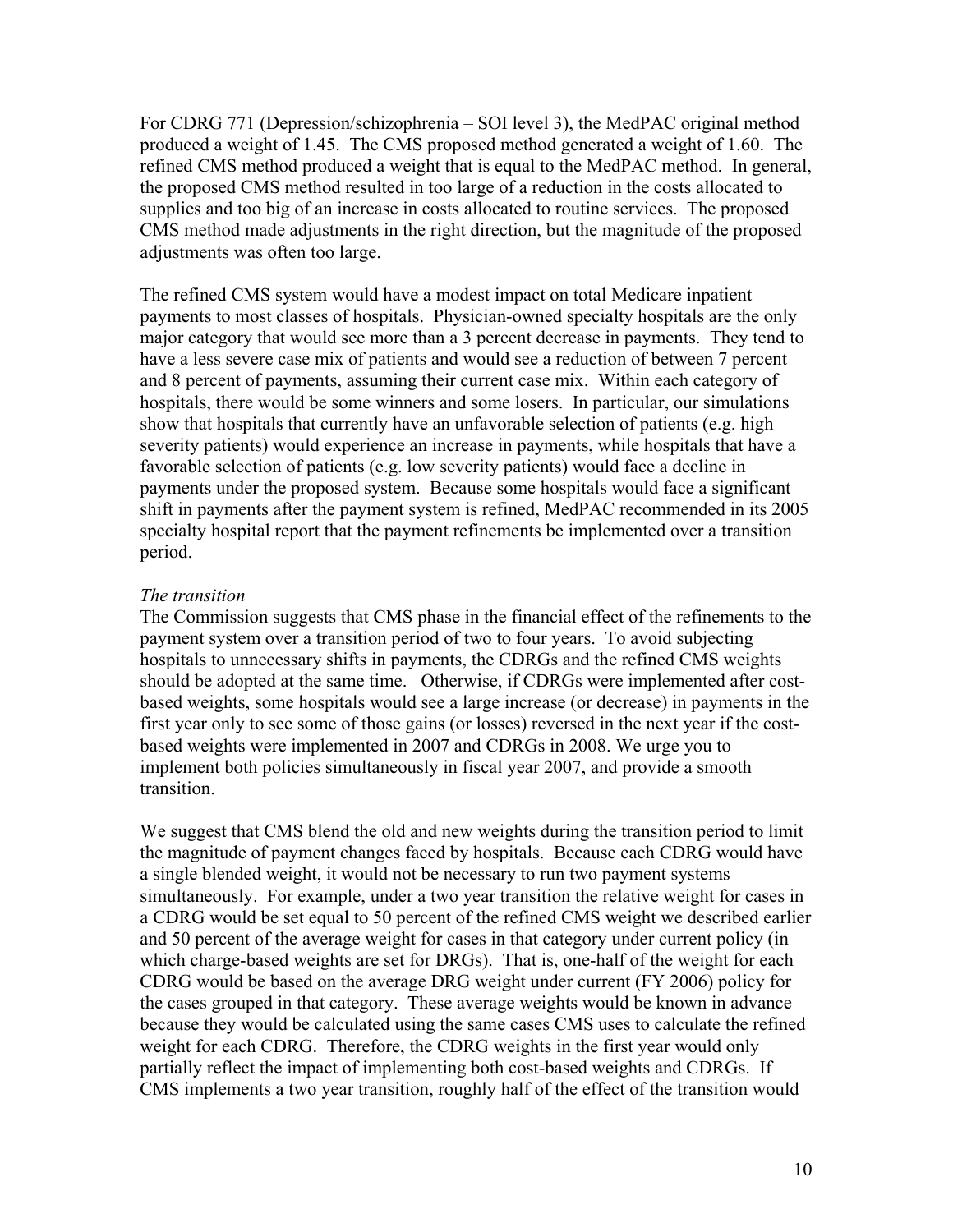For CDRG 771 (Depression/schizophrenia – SOI level 3), the MedPAC original method produced a weight of 1.45. The CMS proposed method generated a weight of 1.60. The refined CMS method produced a weight that is equal to the MedPAC method. In general, the proposed CMS method resulted in too large of a reduction in the costs allocated to supplies and too big of an increase in costs allocated to routine services. The proposed CMS method made adjustments in the right direction, but the magnitude of the proposed adjustments was often too large.

The refined CMS system would have a modest impact on total Medicare inpatient payments to most classes of hospitals. Physician-owned specialty hospitals are the only major category that would see more than a 3 percent decrease in payments. They tend to have a less severe case mix of patients and would see a reduction of between 7 percent and 8 percent of payments, assuming their current case mix. Within each category of hospitals, there would be some winners and some losers. In particular, our simulations show that hospitals that currently have an unfavorable selection of patients (e.g. high severity patients) would experience an increase in payments, while hospitals that have a favorable selection of patients (e.g. low severity patients) would face a decline in payments under the proposed system. Because some hospitals would face a significant shift in payments after the payment system is refined, MedPAC recommended in its 2005 specialty hospital report that the payment refinements be implemented over a transition period.

*The transition*

The Commission suggests that CMS phase in the financial effect of the refinements to the payment system over a transition period of two to four years. To avoid subjecting hospitals to unnecessary shifts in payments, the CDRGs and the refined CMS weights should be adopted at the same time. Otherwise, if CDRGs were implemented after cost-based weights, some hospitals would see a large increase (or decrease) in payments in the first year only to see some of those gains (or losses) reversed in the next year if the cost-based weights were implemented in 2007 and CDRGs in 2008. We urge you to implement both policies simultaneously in fiscal year 2007, and provide a smooth transition.

We suggest that CMS blend the old and new weights during the transition period to limit the magnitude of payment changes faced by hospitals. Because each CDRG would have a single blended weight, it would not be necessary to run two payment systems simultaneously. For example, under a two year transition the relative weight for cases in a CDRG would be set equal to 50 percent of the refined CMS weight we described earlier and 50 percent of the average weight for cases in that category under current policy (in which charge-based weights are set for DRGs). That is, one-half of the weight for each CDRG would be based on the average DRG weight under current (FY 2006) policy for the cases grouped in that category. These average weights would be known in advance because they would be calculated using the same cases CMS uses to calculate the refined weight for each CDRG. Therefore, the CDRG weights in the first year would only partially reflect the impact of implementing both cost-based weights and CDRGs. If CMS implements a two year transition, roughly half of the effect of the transition would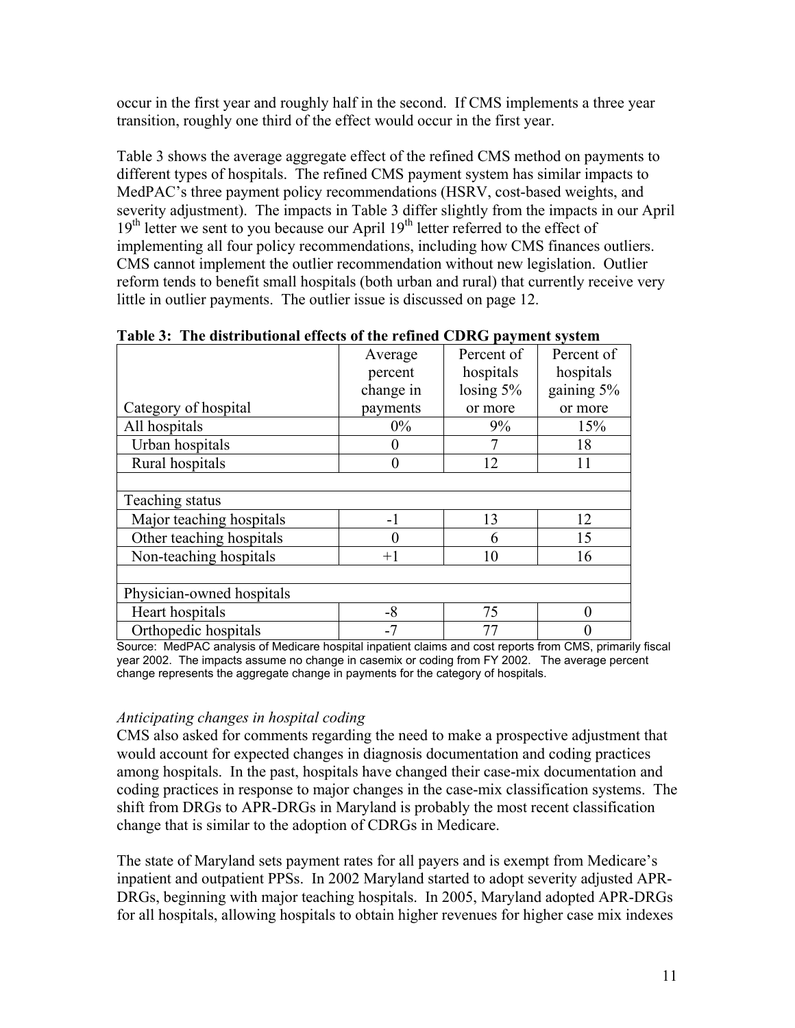occur in the first year and roughly half in the second. If CMS implements a three year transition, roughly one third of the effect would occur in the first year.

Table 3 shows the average aggregate effect of the refined CMS method on payments to different types of hospitals. The refined CMS payment system has similar impacts to MedPAC's three payment policy recommendations (HSRV, cost-based weights, and severity adjustment). The impacts in Table 3 differ slightly from the impacts in our April 19th letter we sent to you because our April 19th letter referred to the effect of implementing all four policy recommendations, including how CMS finances outliers. CMS cannot implement the outlier recommendation without new legislation. Outlier reform tends to benefit small hospitals (both urban and rural) that currently receive very little in outlier payments. The outlier issue is discussed on page 12.

**Table 3: The distributional effects of the refined CDRG payment system**

| Category of hospital | Average percent change in payments | Percent of hospitals losing 5% or more | Percent of hospitals gaining 5% or more |
|---|---|---|---|
| All hospitals | 0% | 9% | 15% |
| Urban hospitals | 0 | 7 | 18 |
| Rural hospitals | 0 | 12 | 11 |
| | | | |
| Teaching status | | | |
| Major teaching hospitals | -1 | 13 | 12 |
| Other teaching hospitals | 0 | 6 | 15 |
| Non-teaching hospitals | +1 | 10 | 16 |
| | | | |
| Physician-owned hospitals | | | |
| Heart hospitals | -8 | 75 | 0 |
| Orthopedic hospitals | -7 | 77 | 0 |

Source: MedPAC analysis of Medicare hospital inpatient claims and cost reports from CMS, primarily fiscal year 2002. The impacts assume no change in casemix or coding from FY 2002. The average percent change represents the aggregate change in payments for the category of hospitals.

*Anticipating changes in hospital coding*

CMS also asked for comments regarding the need to make a prospective adjustment that would account for expected changes in diagnosis documentation and coding practices among hospitals. In the past, hospitals have changed their case-mix documentation and coding practices in response to major changes in the case-mix classification systems. The shift from DRGs to APR-DRGs in Maryland is probably the most recent classification change that is similar to the adoption of CDRGs in Medicare.

The state of Maryland sets payment rates for all payers and is exempt from Medicare's inpatient and outpatient PPSs. In 2002 Maryland started to adopt severity adjusted APR-DRGs, beginning with major teaching hospitals. In 2005, Maryland adopted APR-DRGs for all hospitals, allowing hospitals to obtain higher revenues for higher case mix indexes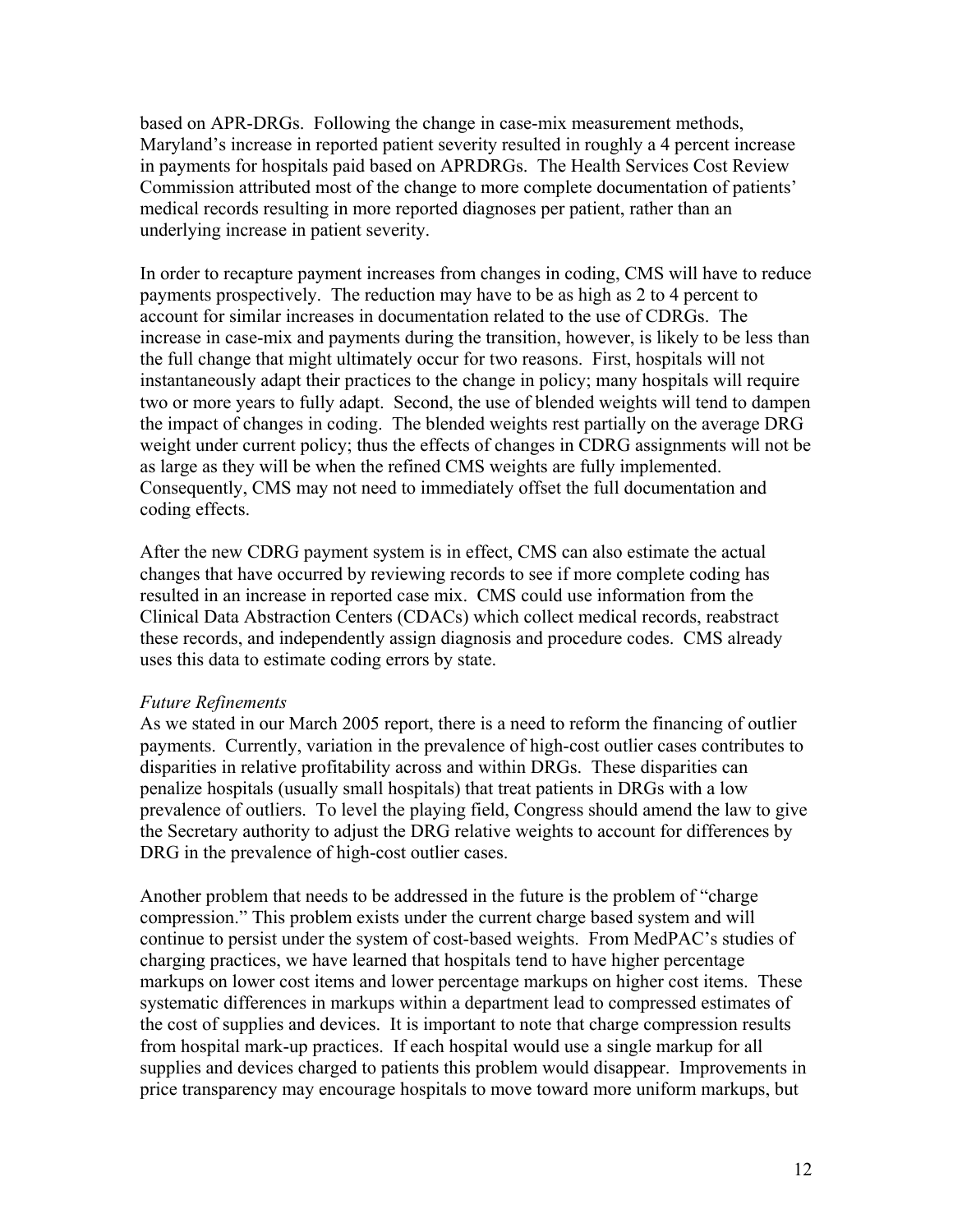based on APR-DRGs. Following the change in case-mix measurement methods, Maryland's increase in reported patient severity resulted in roughly a 4 percent increase in payments for hospitals paid based on APRDRGs. The Health Services Cost Review Commission attributed most of the change to more complete documentation of patients' medical records resulting in more reported diagnoses per patient, rather than an underlying increase in patient severity.

In order to recapture payment increases from changes in coding, CMS will have to reduce payments prospectively. The reduction may have to be as high as 2 to 4 percent to account for similar increases in documentation related to the use of CDRGs. The increase in case-mix and payments during the transition, however, is likely to be less than the full change that might ultimately occur for two reasons. First, hospitals will not instantaneously adapt their practices to the change in policy; many hospitals will require two or more years to fully adapt. Second, the use of blended weights will tend to dampen the impact of changes in coding. The blended weights rest partially on the average DRG weight under current policy; thus the effects of changes in CDRG assignments will not be as large as they will be when the refined CMS weights are fully implemented. Consequently, CMS may not need to immediately offset the full documentation and coding effects.

After the new CDRG payment system is in effect, CMS can also estimate the actual changes that have occurred by reviewing records to see if more complete coding has resulted in an increase in reported case mix. CMS could use information from the Clinical Data Abstraction Centers (CDACs) which collect medical records, reabstract these records, and independently assign diagnosis and procedure codes. CMS already uses this data to estimate coding errors by state.

*Future Refinements*

As we stated in our March 2005 report, there is a need to reform the financing of outlier payments. Currently, variation in the prevalence of high-cost outlier cases contributes to disparities in relative profitability across and within DRGs. These disparities can penalize hospitals (usually small hospitals) that treat patients in DRGs with a low prevalence of outliers. To level the playing field, Congress should amend the law to give the Secretary authority to adjust the DRG relative weights to account for differences by DRG in the prevalence of high-cost outlier cases.

Another problem that needs to be addressed in the future is the problem of "charge compression." This problem exists under the current charge based system and will continue to persist under the system of cost-based weights. From MedPAC's studies of charging practices, we have learned that hospitals tend to have higher percentage markups on lower cost items and lower percentage markups on higher cost items. These systematic differences in markups within a department lead to compressed estimates of the cost of supplies and devices. It is important to note that charge compression results from hospital mark-up practices. If each hospital would use a single markup for all supplies and devices charged to patients this problem would disappear. Improvements in price transparency may encourage hospitals to move toward more uniform markups, but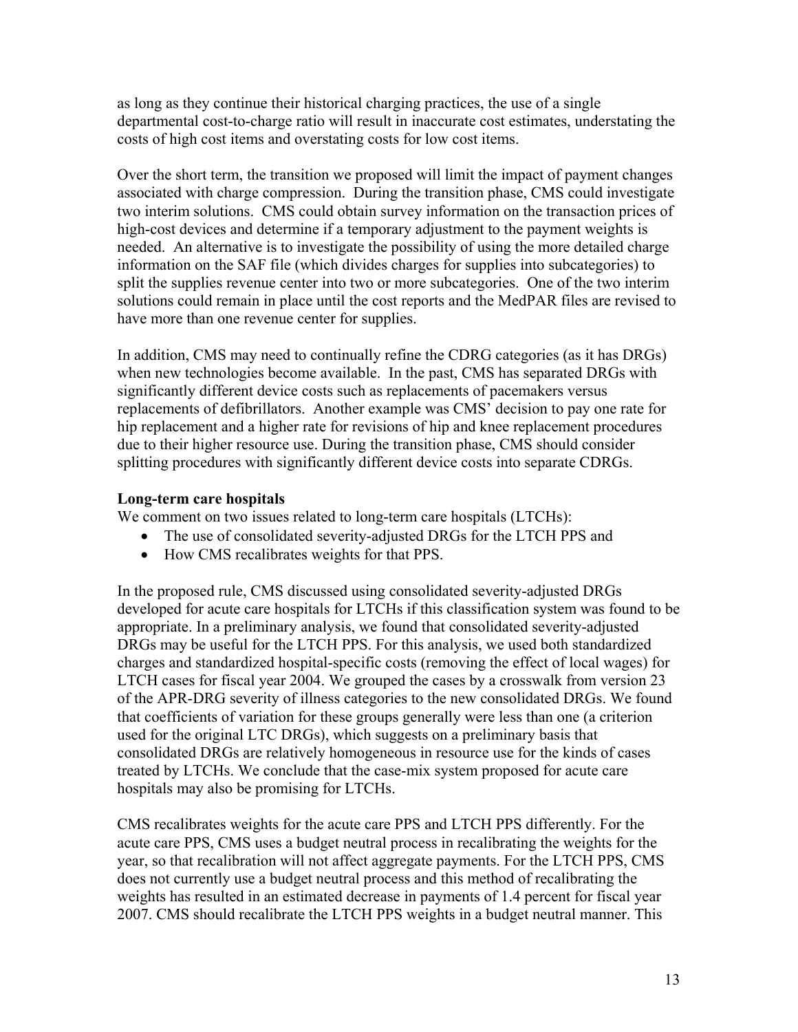as long as they continue their historical charging practices, the use of a single departmental cost-to-charge ratio will result in inaccurate cost estimates, understating the costs of high cost items and overstating costs for low cost items.

Over the short term, the transition we proposed will limit the impact of payment changes associated with charge compression. During the transition phase, CMS could investigate two interim solutions. CMS could obtain survey information on the transaction prices of high-cost devices and determine if a temporary adjustment to the payment weights is needed. An alternative is to investigate the possibility of using the more detailed charge information on the SAF file (which divides charges for supplies into subcategories) to split the supplies revenue center into two or more subcategories. One of the two interim solutions could remain in place until the cost reports and the MedPAR files are revised to have more than one revenue center for supplies.

In addition, CMS may need to continually refine the CDRG categories (as it has DRGs) when new technologies become available. In the past, CMS has separated DRGs with significantly different device costs such as replacements of pacemakers versus replacements of defibrillators. Another example was CMS' decision to pay one rate for hip replacement and a higher rate for revisions of hip and knee replacement procedures due to their higher resource use. During the transition phase, CMS should consider splitting procedures with significantly different device costs into separate CDRGs.

**Long-term care hospitals**

We comment on two issues related to long-term care hospitals (LTCHs):

- The use of consolidated severity-adjusted DRGs for the LTCH PPS and
- How CMS recalibrates weights for that PPS.

In the proposed rule, CMS discussed using consolidated severity-adjusted DRGs developed for acute care hospitals for LTCHs if this classification system was found to be appropriate. In a preliminary analysis, we found that consolidated severity-adjusted DRGs may be useful for the LTCH PPS. For this analysis, we used both standardized charges and standardized hospital-specific costs (removing the effect of local wages) for LTCH cases for fiscal year 2004. We grouped the cases by a crosswalk from version 23 of the APR-DRG severity of illness categories to the new consolidated DRGs. We found that coefficients of variation for these groups generally were less than one (a criterion used for the original LTC DRGs), which suggests on a preliminary basis that consolidated DRGs are relatively homogeneous in resource use for the kinds of cases treated by LTCHs. We conclude that the case-mix system proposed for acute care hospitals may also be promising for LTCHs.

CMS recalibrates weights for the acute care PPS and LTCH PPS differently. For the acute care PPS, CMS uses a budget neutral process in recalibrating the weights for the year, so that recalibration will not affect aggregate payments. For the LTCH PPS, CMS does not currently use a budget neutral process and this method of recalibrating the weights has resulted in an estimated decrease in payments of 1.4 percent for fiscal year 2007. CMS should recalibrate the LTCH PPS weights in a budget neutral manner. This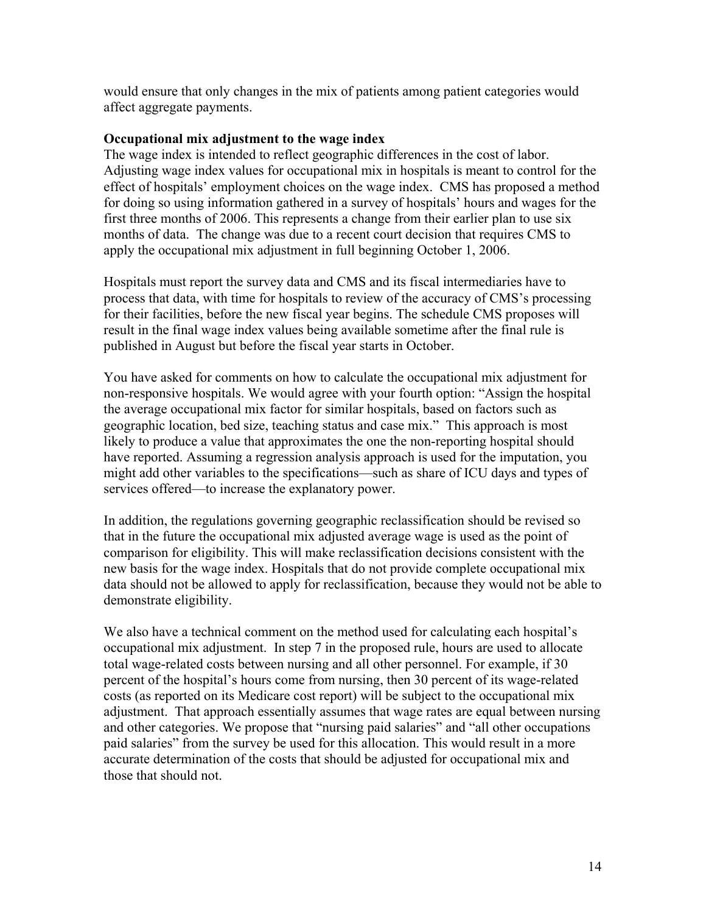would ensure that only changes in the mix of patients among patient categories would affect aggregate payments.

**Occupational mix adjustment to the wage index**

The wage index is intended to reflect geographic differences in the cost of labor. Adjusting wage index values for occupational mix in hospitals is meant to control for the effect of hospitals' employment choices on the wage index. CMS has proposed a method for doing so using information gathered in a survey of hospitals' hours and wages for the first three months of 2006. This represents a change from their earlier plan to use six months of data. The change was due to a recent court decision that requires CMS to apply the occupational mix adjustment in full beginning October 1, 2006.

Hospitals must report the survey data and CMS and its fiscal intermediaries have to process that data, with time for hospitals to review of the accuracy of CMS's processing for their facilities, before the new fiscal year begins. The schedule CMS proposes will result in the final wage index values being available sometime after the final rule is published in August but before the fiscal year starts in October.

You have asked for comments on how to calculate the occupational mix adjustment for non-responsive hospitals. We would agree with your fourth option: "Assign the hospital the average occupational mix factor for similar hospitals, based on factors such as geographic location, bed size, teaching status and case mix." This approach is most likely to produce a value that approximates the one the non-reporting hospital should have reported. Assuming a regression analysis approach is used for the imputation, you might add other variables to the specifications—such as share of ICU days and types of services offered—to increase the explanatory power.

In addition, the regulations governing geographic reclassification should be revised so that in the future the occupational mix adjusted average wage is used as the point of comparison for eligibility. This will make reclassification decisions consistent with the new basis for the wage index. Hospitals that do not provide complete occupational mix data should not be allowed to apply for reclassification, because they would not be able to demonstrate eligibility.

We also have a technical comment on the method used for calculating each hospital's occupational mix adjustment. In step 7 in the proposed rule, hours are used to allocate total wage-related costs between nursing and all other personnel. For example, if 30 percent of the hospital's hours come from nursing, then 30 percent of its wage-related costs (as reported on its Medicare cost report) will be subject to the occupational mix adjustment. That approach essentially assumes that wage rates are equal between nursing and other categories. We propose that "nursing paid salaries" and "all other occupations paid salaries" from the survey be used for this allocation. This would result in a more accurate determination of the costs that should be adjusted for occupational mix and those that should not.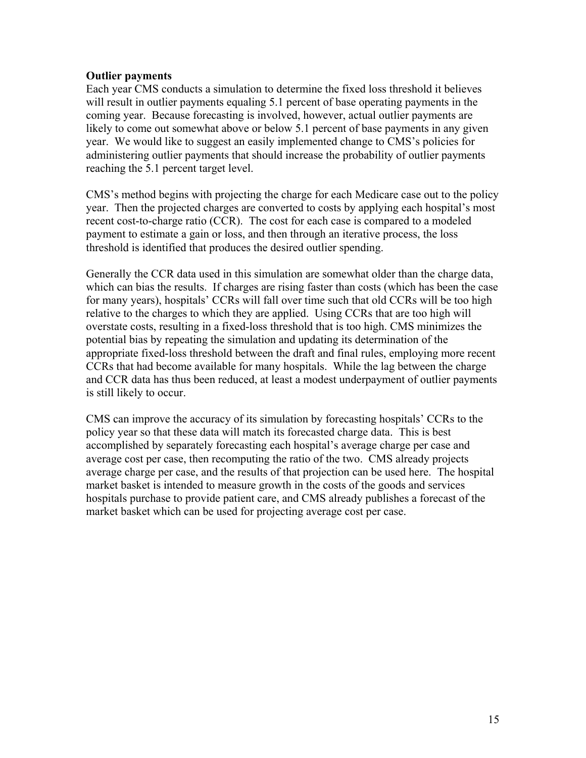**Outlier payments**

Each year CMS conducts a simulation to determine the fixed loss threshold it believes will result in outlier payments equaling 5.1 percent of base operating payments in the coming year. Because forecasting is involved, however, actual outlier payments are likely to come out somewhat above or below 5.1 percent of base payments in any given year. We would like to suggest an easily implemented change to CMS's policies for administering outlier payments that should increase the probability of outlier payments reaching the 5.1 percent target level.

CMS's method begins with projecting the charge for each Medicare case out to the policy year. Then the projected charges are converted to costs by applying each hospital's most recent cost-to-charge ratio (CCR). The cost for each case is compared to a modeled payment to estimate a gain or loss, and then through an iterative process, the loss threshold is identified that produces the desired outlier spending.

Generally the CCR data used in this simulation are somewhat older than the charge data, which can bias the results. If charges are rising faster than costs (which has been the case for many years), hospitals' CCRs will fall over time such that old CCRs will be too high relative to the charges to which they are applied. Using CCRs that are too high will overstate costs, resulting in a fixed-loss threshold that is too high. CMS minimizes the potential bias by repeating the simulation and updating its determination of the appropriate fixed-loss threshold between the draft and final rules, employing more recent CCRs that had become available for many hospitals. While the lag between the charge and CCR data has thus been reduced, at least a modest underpayment of outlier payments is still likely to occur.

CMS can improve the accuracy of its simulation by forecasting hospitals' CCRs to the policy year so that these data will match its forecasted charge data. This is best accomplished by separately forecasting each hospital's average charge per case and average cost per case, then recomputing the ratio of the two. CMS already projects average charge per case, and the results of that projection can be used here. The hospital market basket is intended to measure growth in the costs of the goods and services hospitals purchase to provide patient care, and CMS already publishes a forecast of the market basket which can be used for projecting average cost per case.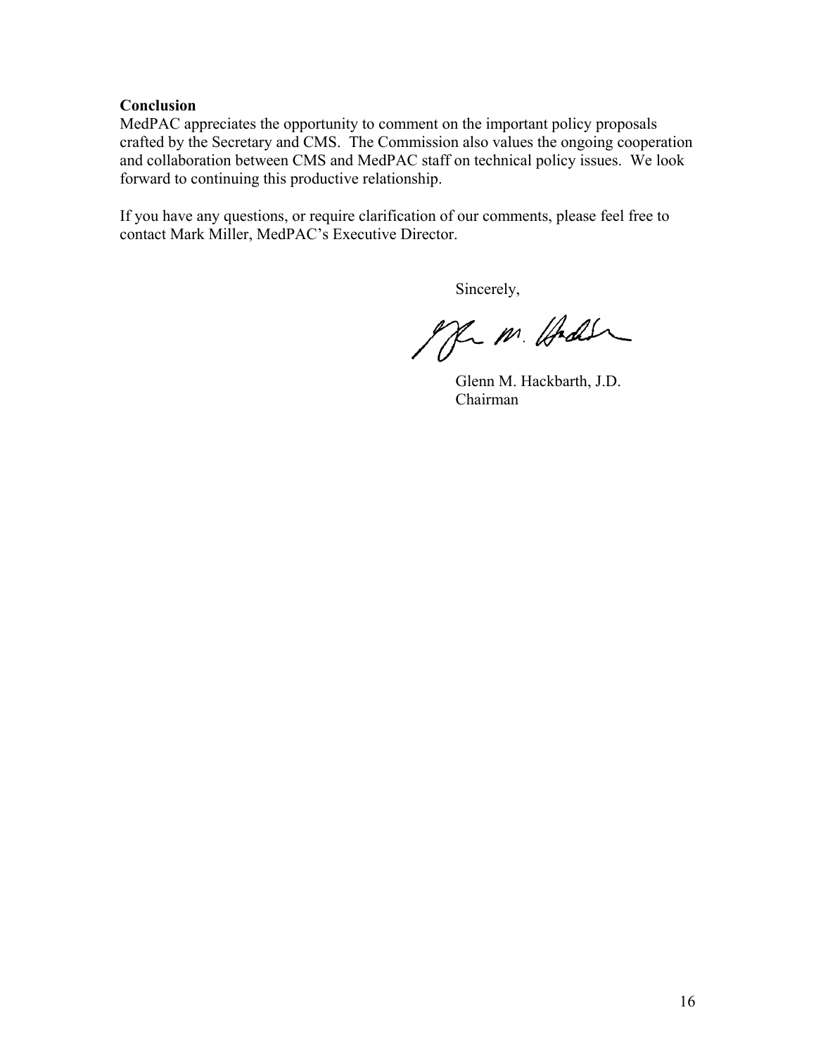**Conclusion**

MedPAC appreciates the opportunity to comment on the important policy proposals crafted by the Secretary and CMS. The Commission also values the ongoing cooperation and collaboration between CMS and MedPAC staff on technical policy issues. We look forward to continuing this productive relationship.

If you have any questions, or require clarification of our comments, please feel free to contact Mark Miller, MedPAC's Executive Director.

Sincerely,

Glenn M. Hackbarth, J.D.
Chairman